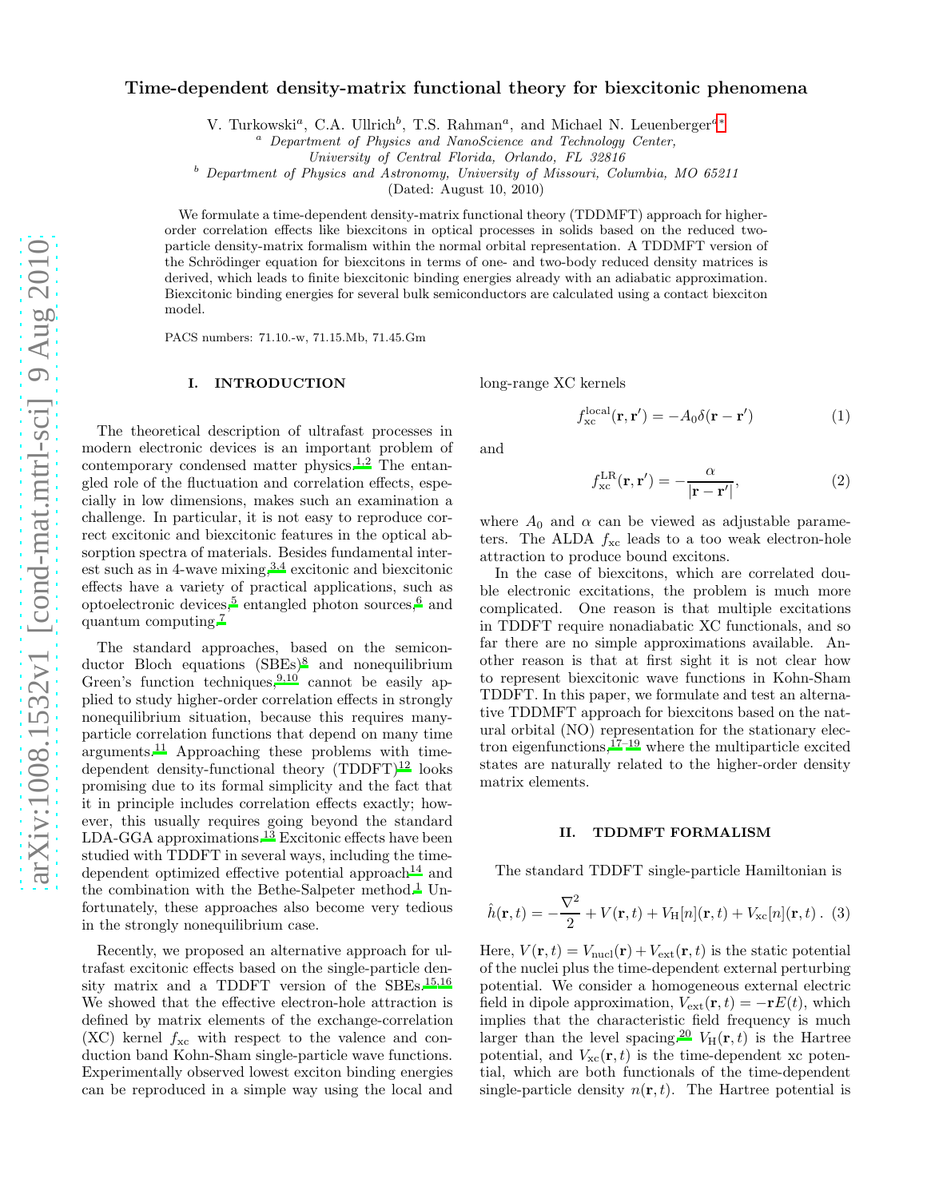# Time-dependent density-matrix functional theory for biexcitonic phenomena

V. Turkowski[a], C.A. Ullrich[b], T.S. Rahman[a], and Michael N. Leuenberger[a]*

[a] Department of Physics and NanoScience and Technology Center, University of Central Florida, Orlando, FL 32816

[b] Department of Physics and Astronomy, University of Missouri, Columbia, MO 65211

(Dated: August 10, 2010)

We formulate a time-dependent density-matrix functional theory (TDDMFT) approach for higher-order correlation effects like biexcitons in optical processes in solids based on the reduced two-particle density-matrix formalism within the normal orbital representation. A TDDMFT version of the Schrödinger equation for biexcitons in terms of one- and two-body reduced density matrices is derived, which leads to finite biexcitonic binding energies already with an adiabatic approximation. Biexcitonic binding energies for several bulk semiconductors are calculated using a contact biexciton model.

PACS numbers: 71.10.-w, 71.15.Mb, 71.45.Gm

## I. INTRODUCTION

The theoretical description of ultrafast processes in modern electronic devices is an important problem of contemporary condensed matter physics.[1,2] The entangled role of the fluctuation and correlation effects, especially in low dimensions, makes such an examination a challenge. In particular, it is not easy to reproduce correct excitonic and biexcitonic features in the optical absorption spectra of materials. Besides fundamental interest such as in 4-wave mixing,[3,4] excitonic and biexcitonic effects have a variety of practical applications, such as optoelectronic devices,[5] entangled photon sources,[6] and quantum computing.[7]

The standard approaches, based on the semiconductor Bloch equations (SBEs)[8] and nonequilibrium Green's function techniques,[9,10] cannot be easily applied to study higher-order correlation effects in strongly nonequilibrium situation, because this requires many-particle correlation functions that depend on many time arguments.[11] Approaching these problems with time-dependent density-functional theory (TDDFT)[12] looks promising due to its formal simplicity and the fact that it in principle includes correlation effects exactly; however, this usually requires going beyond the standard LDA-GGA approximations.[13] Excitonic effects have been studied with TDDFT in several ways, including the time-dependent optimized effective potential approach[14] and the combination with the Bethe-Salpeter method.[1] Unfortunately, these approaches also become very tedious in the strongly nonequilibrium case.

Recently, we proposed an alternative approach for ultrafast excitonic effects based on the single-particle density matrix and a TDDFT version of the SBEs.[15,16] We showed that the effective electron-hole attraction is defined by matrix elements of the exchange-correlation (XC) kernel $f_{\rm xc}$ with respect to the valence and conduction band Kohn-Sham single-particle wave functions. Experimentally observed lowest exciton binding energies can be reproduced in a simple way using the local and long-range XC kernels

$$f_{\rm xc}^{\rm local}(\mathbf{r},\mathbf{r}') = -A_0\delta(\mathbf{r}-\mathbf{r}') \tag{1}$$

and

$$f_{\rm xc}^{\rm LR}(\mathbf{r},\mathbf{r}') = -\frac{\alpha}{|\mathbf{r}-\mathbf{r}'|}, \tag{2}$$

where $A_0$ and $\alpha$ can be viewed as adjustable parameters. The ALDA $f_{\rm xc}$ leads to a too weak electron-hole attraction to produce bound excitons.

In the case of biexcitons, which are correlated double electronic excitations, the problem is much more complicated. One reason is that multiple excitations in TDDFT require nonadiabatic XC functionals, and so far there are no simple approximations available. Another reason is that at first sight it is not clear how to represent biexcitonic wave functions in Kohn-Sham TDDFT. In this paper, we formulate and test an alternative TDDMFT approach for biexcitons based on the natural orbital (NO) representation for the stationary electron eigenfunctions,[17–19] where the multiparticle excited states are naturally related to the higher-order density matrix elements.

## II. TDDMFT FORMALISM

The standard TDDFT single-particle Hamiltonian is

$$\hat{h}(\mathbf{r},t) = -\frac{\nabla^2}{2} + V(\mathbf{r},t) + V_{\rm H}[n](\mathbf{r},t) + V_{\rm xc}[n](\mathbf{r},t)\,. \tag{3}$$

Here, $V(\mathbf{r},t) = V_{\rm nucl}(\mathbf{r}) + V_{\rm ext}(\mathbf{r},t)$ is the static potential of the nuclei plus the time-dependent external perturbing potential. We consider a homogeneous external electric field in dipole approximation, $V_{\rm ext}(\mathbf{r},t) = -\mathbf{r}E(t)$, which implies that the characteristic field frequency is much larger than the level spacing.[20] $V_{\rm H}(\mathbf{r},t)$ is the Hartree potential, and $V_{\rm xc}(\mathbf{r},t)$ is the time-dependent xc potential, which are both functionals of the time-dependent single-particle density $n(\mathbf{r},t)$. The Hartree potential is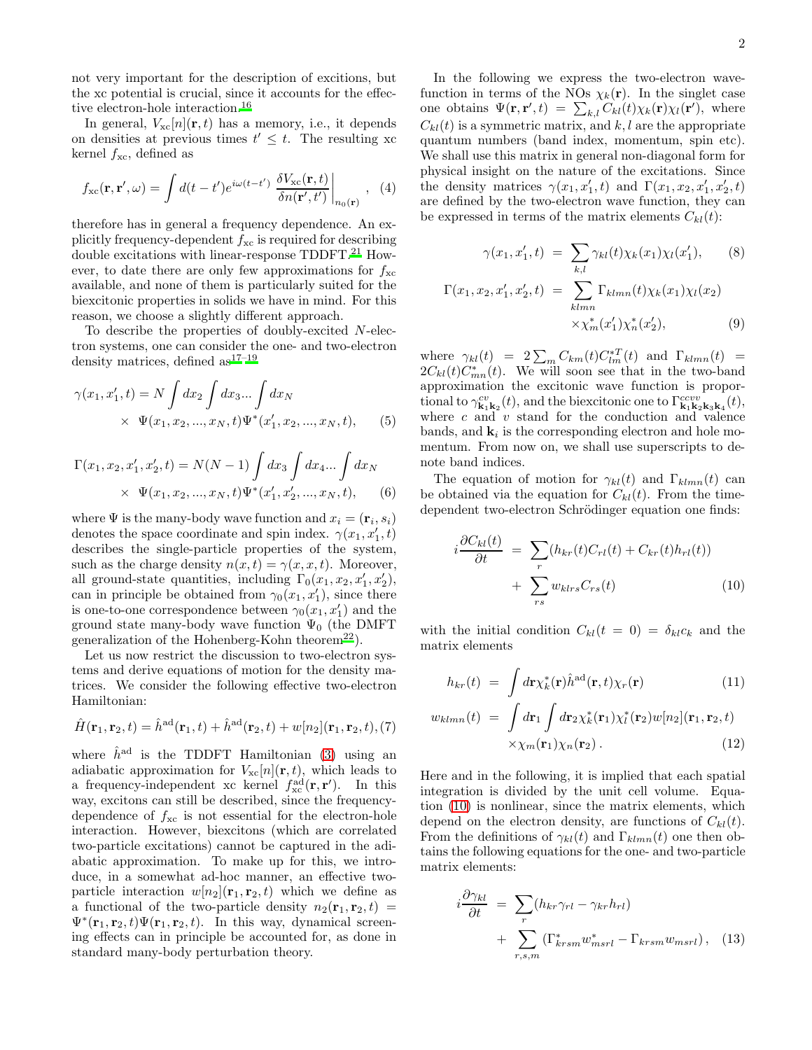not very important for the description of excitions, but the xc potential is crucial, since it accounts for the effective electron-hole interaction.[16]

In general, $V_{\rm xc}[n](\mathbf{r},t)$ has a memory, i.e., it depends on densities at previous times $t' \leq t$. The resulting xc kernel $f_{\rm xc}$, defined as

$$f_{\rm xc}(\mathbf{r},\mathbf{r}',\omega) = \int d(t-t') e^{i\omega(t-t')} \left. \frac{\delta V_{\rm xc}(\mathbf{r},t)}{\delta n(\mathbf{r}',t')}\right|_{n_0(\mathbf{r})}, \quad (4)$$

therefore has in general a frequency dependence. An explicitly frequency-dependent $f_{\rm xc}$ is required for describing double excitations with linear-response TDDFT.[21] However, to date there are only few approximations for $f_{\rm xc}$ available, and none of them is particularly suited for the biexcitonic properties in solids we have in mind. For this reason, we choose a slightly different approach.

To describe the properties of doubly-excited $N$-electron systems, one can consider the one- and two-electron density matrices, defined as[17–19]

$$\gamma(x_1,x_1',t) = N \int dx_2 \int dx_3 ... \int dx_N \times \Psi(x_1,x_2,...,x_N,t)\Psi^*(x_1',x_2,...,x_N,t), \quad (5)$$

$$\Gamma(x_1,x_2,x_1',x_2',t) = N(N-1) \int dx_3 \int dx_4 ... \int dx_N \times \Psi(x_1,x_2,...,x_N,t)\Psi^*(x_1',x_2',...,x_N,t), \quad (6)$$

where $\Psi$ is the many-body wave function and $x_i = (\mathbf{r}_i, s_i)$ denotes the space coordinate and spin index. $\gamma(x_1,x_1',t)$ describes the single-particle properties of the system, such as the charge density $n(x,t) = \gamma(x,x,t)$. Moreover, all ground-state quantities, including $\Gamma_0(x_1,x_2,x_1',x_2')$, can in principle be obtained from $\gamma_0(x_1,x_1')$, since there is one-to-one correspondence between $\gamma_0(x_1,x_1')$ and the ground state many-body wave function $\Psi_0$ (the DMFT generalization of the Hohenberg-Kohn theorem[22]).

Let us now restrict the discussion to two-electron systems and derive equations of motion for the density matrices. We consider the following effective two-electron Hamiltonian:

$$\hat{H}(\mathbf{r}_1,\mathbf{r}_2,t) = \hat{h}^{\rm ad}(\mathbf{r}_1,t) + \hat{h}^{\rm ad}(\mathbf{r}_2,t) + w[n_2](\mathbf{r}_1,\mathbf{r}_2,t), \quad (7)$$

where $\hat{h}^{\rm ad}$ is the TDDFT Hamiltonian (3) using an adiabatic approximation for $V_{\rm xc}[n](\mathbf{r},t)$, which leads to a frequency-independent xc kernel $f^{\rm ad}_{\rm xc}(\mathbf{r},\mathbf{r}')$. In this way, excitons can still be described, since the frequency-dependence of $f_{\rm xc}$ is not essential for the electron-hole interaction. However, biexcitons (which are correlated two-particle excitations) cannot be captured in the adiabatic approximation. To make up for this, we introduce, in a somewhat ad-hoc manner, an effective two-particle interaction $w[n_2](\mathbf{r}_1,\mathbf{r}_2,t)$ which we define as a functional of the two-particle density $n_2(\mathbf{r}_1,\mathbf{r}_2,t) = \Psi^*(\mathbf{r}_1,\mathbf{r}_2,t)\Psi(\mathbf{r}_1,\mathbf{r}_2,t)$. In this way, dynamical screening effects can in principle be accounted for, as done in standard many-body perturbation theory.

In the following we express the two-electron wavefunction in terms of the NOs $\chi_k(\mathbf{r})$. In the singlet case one obtains $\Psi(\mathbf{r},\mathbf{r}',t) = \sum_{k,l} C_{kl}(t)\chi_k(\mathbf{r})\chi_l(\mathbf{r}')$, where $C_{kl}(t)$ is a symmetric matrix, and $k,l$ are the appropriate quantum numbers (band index, momentum, spin etc). We shall use this matrix in general non-diagonal form for physical insight on the nature of the excitations. Since the density matrices $\gamma(x_1,x_1',t)$ and $\Gamma(x_1,x_2,x_1',x_2',t)$ are defined by the two-electron wave function, they can be expressed in terms of the matrix elements $C_{kl}(t)$:

$$\gamma(x_1,x_1',t) = \sum_{k,l} \gamma_{kl}(t)\chi_k(x_1)\chi_l(x_1'), \quad (8)$$

$$\Gamma(x_1,x_2,x_1',x_2',t) = \sum_{klmn} \Gamma_{klmn}(t)\chi_k(x_1)\chi_l(x_2) \times\chi_m^*(x_1')\chi_n^*(x_2'), \quad (9)$$

where $\gamma_{kl}(t) = 2\sum_m C_{km}(t)C^{*T}_{lm}(t)$ and $\Gamma_{klmn}(t) = 2C_{kl}(t)C^*_{mn}(t)$. We will soon see that in the two-band approximation the excitonic wave function is proportional to $\gamma^{cv}_{\mathbf{k}_1\mathbf{k}_2}(t)$, and the biexcitonic one to $\Gamma^{ccvv}_{\mathbf{k}_1\mathbf{k}_2\mathbf{k}_3\mathbf{k}_4}(t)$, where $c$ and $v$ stand for the conduction and valence bands, and $\mathbf{k}_i$ is the corresponding electron and hole momentum. From now on, we shall use superscripts to denote band indices.

The equation of motion for $\gamma_{kl}(t)$ and $\Gamma_{klmn}(t)$ can be obtained via the equation for $C_{kl}(t)$. From the time-dependent two-electron Schrödinger equation one finds:

$$i\frac{\partial C_{kl}(t)}{\partial t} = \sum_r (h_{kr}(t)C_{rl}(t) + C_{kr}(t)h_{rl}(t)) + \sum_{rs} w_{klrs}C_{rs}(t) \quad (10)$$

with the initial condition $C_{kl}(t=0) = \delta_{kl}c_k$ and the matrix elements

$$h_{kr}(t) = \int d\mathbf{r}\chi_k^*(\mathbf{r})\hat{h}^{\rm ad}(\mathbf{r},t)\chi_r(\mathbf{r}) \quad (11)$$

$$w_{klmn}(t) = \int d\mathbf{r}_1 \int d\mathbf{r}_2 \chi_k^*(\mathbf{r}_1)\chi_l^*(\mathbf{r}_2)w[n_2](\mathbf{r}_1,\mathbf{r}_2,t) \times\chi_m(\mathbf{r}_1)\chi_n(\mathbf{r}_2). \quad (12)$$

Here and in the following, it is implied that each spatial integration is divided by the unit cell volume. Equation (10) is nonlinear, since the matrix elements, which depend on the electron density, are functions of $C_{kl}(t)$. From the definitions of $\gamma_{kl}(t)$ and $\Gamma_{klmn}(t)$ one then obtains the following equations for the one- and two-particle matrix elements:

$$i\frac{\partial \gamma_{kl}}{\partial t} = \sum_r (h_{kr}\gamma_{rl} - \gamma_{kr}h_{rl}) + \sum_{r,s,m} \left(\Gamma^*_{krsm}w^*_{msrl} - \Gamma_{krsm}w_{msrl}\right), \quad (13)$$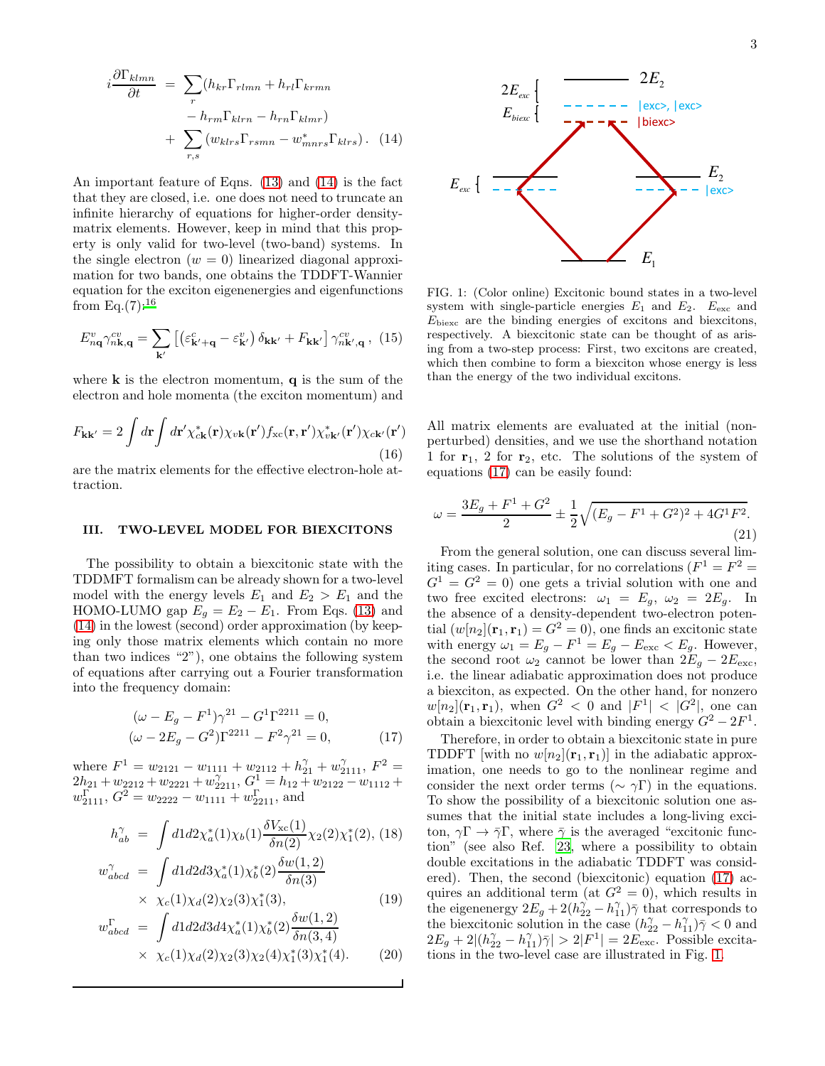$$
\begin{aligned}
i\frac{\partial \Gamma_{klmn}}{\partial t} &= \sum_r (h_{kr}\Gamma_{rlmn} + h_{rl}\Gamma_{krmn} \\
&\quad - h_{rm}\Gamma_{klrn} - h_{rn}\Gamma_{klmr}) \\
&\quad + \sum_{r,s} (w_{klrs}\Gamma_{rsmn} - w^*_{mnrs}\Gamma_{klrs}) . \quad (14)
\end{aligned}
$$

An important feature of Eqns. (13) and (14) is the fact that they are closed, i.e. one does not need to truncate an infinite hierarchy of equations for higher-order density-matrix elements. However, keep in mind that this property is only valid for two-level (two-band) systems. In the single electron ($w = 0$) linearized diagonal approximation for two bands, one obtains the TDDFT-Wannier equation for the exciton eigenenergies and eigenfunctions from Eq.(7):[16]

$$
E^v_{n\mathbf{q}}\gamma^{cv}_{n\mathbf{k},\mathbf{q}} = \sum_{\mathbf{k}'} \left[ \left(\varepsilon^c_{\mathbf{k}'+\mathbf{q}} - \varepsilon^v_{\mathbf{k}'}\right)\delta_{\mathbf{k}\mathbf{k}'} + F_{\mathbf{k}\mathbf{k}'}\right]\gamma^{cv}_{n\mathbf{k}',\mathbf{q}} , \quad (15)
$$

where $\mathbf{k}$ is the electron momentum, $\mathbf{q}$ is the sum of the electron and hole momenta (the exciton momentum) and

$$
F_{\mathbf{k}\mathbf{k}'} = 2\int d\mathbf{r}\int d\mathbf{r}' \chi^*_{c\mathbf{k}}(\mathbf{r})\chi_{v\mathbf{k}}(\mathbf{r}')f_{\rm xc}(\mathbf{r},\mathbf{r}')\chi^*_{v\mathbf{k}'}(\mathbf{r}')\chi_{c\mathbf{k}'}(\mathbf{r}') \quad (16)
$$

are the matrix elements for the effective electron-hole attraction.

## III. TWO-LEVEL MODEL FOR BIEXCITONS

The possibility to obtain a biexcitonic state with the TDDMFT formalism can be already shown for a two-level model with the energy levels $E_1$ and $E_2 > E_1$ and the HOMO-LUMO gap $E_g = E_2 - E_1$. From Eqs. (13) and (14) in the lowest (second) order approximation (by keeping only those matrix elements which contain no more than two indices "2"), one obtains the following system of equations after carrying out a Fourier transformation into the frequency domain:

$$
\begin{aligned}
&(\omega - E_g - F^1)\gamma^{21} - G^1\Gamma^{2211} = 0, \\
&(\omega - 2E_g - G^2)\Gamma^{2211} - F^2\gamma^{21} = 0, \quad (17)
\end{aligned}
$$

where $F^1 = w_{2121} - w_{1111} + w_{2112} + h^\gamma_{21} + w^\gamma_{2111}$, $F^2 = 2h_{21} + w_{2212} + w_{2221} + w^\gamma_{2211}$, $G^1 = h_{12} + w_{2122} - w_{1112} + w^\Gamma_{2111}$, $G^2 = w_{2222} - w_{1111} + w^\Gamma_{2211}$, and

$$
h^\gamma_{ab} = \int d1d2\chi^*_a(1)\chi_b(1)\frac{\delta V_{\rm xc}(1)}{\delta n(2)}\chi_2(2)\chi^*_1(2), \quad (18)
$$

$$
\begin{aligned}
w^\gamma_{abcd} &= \int d1d2d3\chi^*_a(1)\chi^*_b(2)\frac{\delta w(1,2)}{\delta n(3)} \\
&\quad\times\ \chi_c(1)\chi_d(2)\chi_2(3)\chi^*_1(3), \quad (19)
\end{aligned}
$$

$$
\begin{aligned}
w^\Gamma_{abcd} &= \int d1d2d3d4\chi^*_a(1)\chi^*_b(2)\frac{\delta w(1,2)}{\delta n(3,4)} \\
&\quad\times\ \chi_c(1)\chi_d(2)\chi_2(3)\chi_2(4)\chi^*_1(3)\chi^*_1(4). \quad (20)
\end{aligned}
$$

FIG. 1: (Color online) Excitonic bound states in a two-level system with single-particle energies $E_1$ and $E_2$. $E_{\rm exc}$ and $E_{\rm biexc}$ are the binding energies of excitons and biexcitons, respectively. A biexcitonic state can be thought of as arising from a two-step process: First, two excitons are created, which then combine to form a biexciton whose energy is less than the energy of the two individual excitons.

All matrix elements are evaluated at the initial (non-perturbed) densities, and we use the shorthand notation 1 for $\mathbf{r}_1$, 2 for $\mathbf{r}_2$, etc. The solutions of the system of equations (17) can be easily found:

$$
\omega = \frac{3E_g + F^1 + G^2}{2} \pm \frac{1}{2}\sqrt{(E_g - F^1 + G^2)^2 + 4G^1F^2}. \quad (21)
$$

From the general solution, one can discuss several limiting cases. In particular, for no correlations ($F^1 = F^2 = G^1 = G^2 = 0$) one gets a trivial solution with one and two free excited electrons: $\omega_1 = E_g$, $\omega_2 = 2E_g$. In the absence of a density-dependent two-electron potential ($w[n_2](\mathbf{r}_1,\mathbf{r}_1) = G^2 = 0$), one finds an excitonic state with energy $\omega_1 = E_g - F^1 = E_g - E_{\rm exc} < E_g$. However, the second root $\omega_2$ cannot be lower than $2E_g - 2E_{\rm exc}$, i.e. the linear adiabatic approximation does not produce a biexciton, as expected. On the other hand, for nonzero $w[n_2](\mathbf{r}_1,\mathbf{r}_1)$, when $G^2 < 0$ and $|F^1| < |G^2|$, one can obtain a biexcitonic level with binding energy $G^2 - 2F^1$.

Therefore, in order to obtain a biexcitonic state in pure TDDFT [with no $w[n_2](\mathbf{r}_1,\mathbf{r}_1)$] in the adiabatic approximation, one needs to go to the nonlinear regime and consider the next order terms ($\sim \gamma\Gamma$) in the equations. To show the possibility of a biexcitonic solution one assumes that the initial state includes a long-living exciton, $\gamma\Gamma \to \bar{\gamma}\Gamma$, where $\bar{\gamma}$ is the averaged "excitonic function" (see also Ref. 23, where a possibility to obtain double excitations in the adiabatic TDDFT was considered). Then, the second (biexcitonic) equation (17) acquires an additional term (at $G^2 = 0$), which results in the eigenenergy $2E_g + 2(h^\gamma_{22} - h^\gamma_{11})\bar{\gamma}$ that corresponds to the biexcitonic solution in the case $(h^\gamma_{22} - h^\gamma_{11})\bar{\gamma} < 0$ and $2E_g + 2|(h^\gamma_{22} - h^\gamma_{11})\bar{\gamma}| > 2|F^1| = 2E_{\rm exc}$. Possible excitations in the two-level case are illustrated in Fig. 1.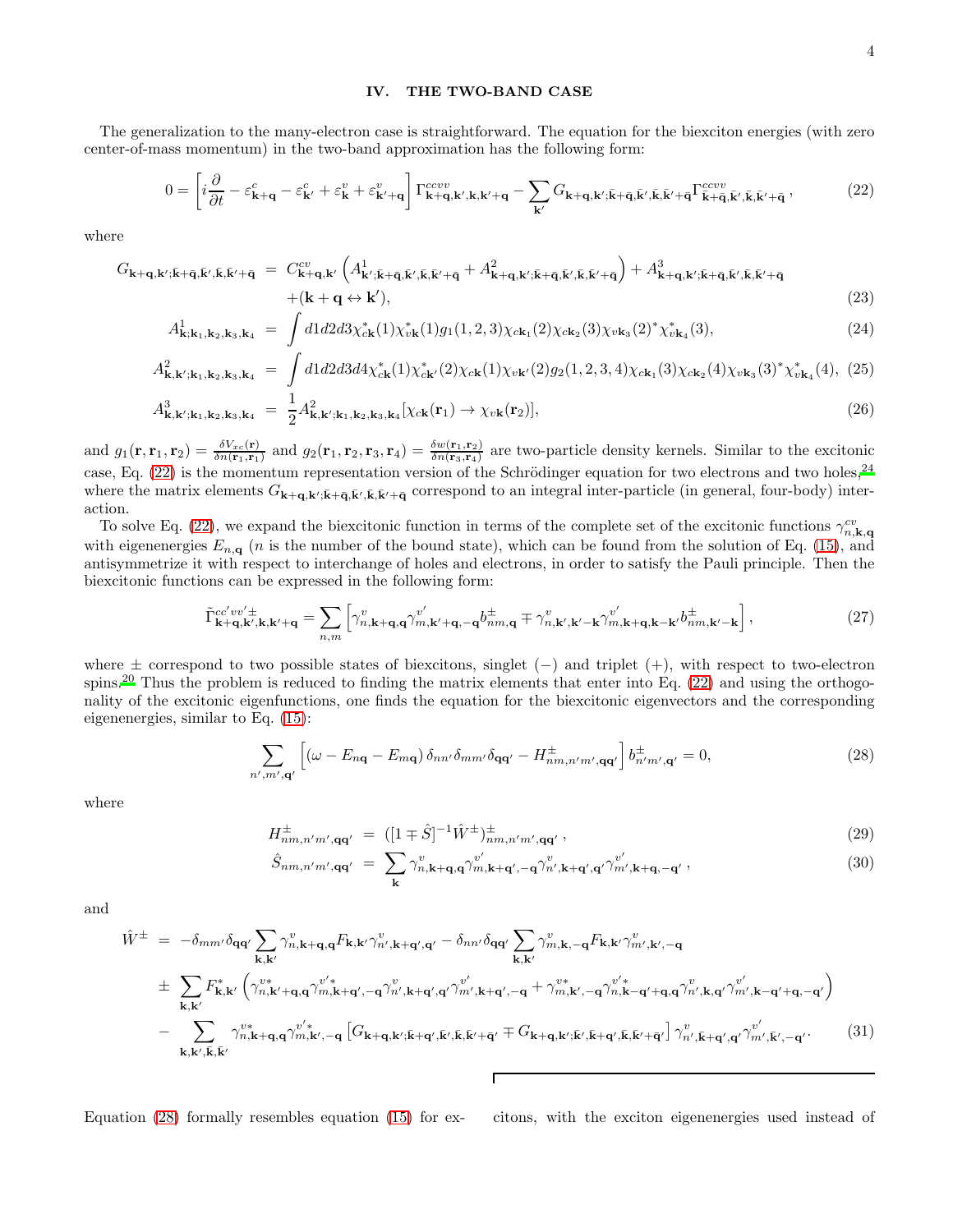## IV. THE TWO-BAND CASE

The generalization to the many-electron case is straightforward. The equation for the biexciton energies (with zero center-of-mass momentum) in the two-band approximation has the following form:

$$0 = \left[ i\frac{\partial}{\partial t} - \varepsilon^c_{\mathbf{k}+\mathbf{q}} - \varepsilon^c_{\mathbf{k}'} + \varepsilon^v_{\mathbf{k}} + \varepsilon^v_{\mathbf{k}'+\mathbf{q}} \right] \Gamma^{ccvv}_{\mathbf{k}+\mathbf{q},\mathbf{k}',\mathbf{k},\mathbf{k}'+\mathbf{q}} - \sum_{\mathbf{k}'} G_{\mathbf{k}+\mathbf{q},\mathbf{k}';\bar{\mathbf{k}}+\bar{\mathbf{q}},\bar{\mathbf{k}}',\bar{\mathbf{k}},\bar{\mathbf{k}}'+\bar{\mathbf{q}}} \Gamma^{ccvv}_{\bar{\mathbf{k}}+\bar{\mathbf{q}},\bar{\mathbf{k}}',\bar{\mathbf{k}},\bar{\mathbf{k}}'+\bar{\mathbf{q}}}, \tag{22}$$

where

$$\begin{aligned} G_{\mathbf{k}+\mathbf{q},\mathbf{k}';\bar{\mathbf{k}}+\bar{\mathbf{q}},\bar{\mathbf{k}}',\bar{\mathbf{k}},\bar{\mathbf{k}}'+\bar{\mathbf{q}}} &= C^{cv}_{\mathbf{k}+\mathbf{q},\mathbf{k}'} \left( A^1_{\mathbf{k}';\bar{\mathbf{k}}+\bar{\mathbf{q}},\bar{\mathbf{k}}',\bar{\mathbf{k}},\bar{\mathbf{k}}'+\bar{\mathbf{q}}} + A^2_{\mathbf{k}+\mathbf{q},\mathbf{k}';\bar{\mathbf{k}}+\bar{\mathbf{q}},\bar{\mathbf{k}}',\bar{\mathbf{k}},\bar{\mathbf{k}}'+\bar{\mathbf{q}}} \right) + A^3_{\mathbf{k}+\mathbf{q},\mathbf{k}';\bar{\mathbf{k}}+\bar{\mathbf{q}},\bar{\mathbf{k}}',\bar{\mathbf{k}},\bar{\mathbf{k}}'+\bar{\mathbf{q}}} \\ &\quad + (\mathbf{k}+\mathbf{q} \leftrightarrow \mathbf{k}'), \end{aligned} \tag{23}$$

$$A^1_{\mathbf{k};\mathbf{k}_1,\mathbf{k}_2,\mathbf{k}_3,\mathbf{k}_4} = \int d1d2d3 \chi^*_{c\mathbf{k}}(1)\chi^*_{v\mathbf{k}}(1) g_1(1,2,3)\chi_{c\mathbf{k}_1}(2)\chi_{c\mathbf{k}_2}(3)\chi_{v\mathbf{k}_3}(2)^*\chi^*_{v\mathbf{k}_4}(3), \tag{24}$$

$$A^2_{\mathbf{k},\mathbf{k}';\mathbf{k}_1,\mathbf{k}_2,\mathbf{k}_3,\mathbf{k}_4} = \int d1d2d3d4 \chi^*_{c\mathbf{k}}(1)\chi^*_{c\mathbf{k}'}(2)\chi_{c\mathbf{k}}(1)\chi_{v\mathbf{k}'}(2) g_2(1,2,3,4)\chi_{c\mathbf{k}_1}(3)\chi_{c\mathbf{k}_2}(4)\chi_{v\mathbf{k}_3}(3)^*\chi^*_{v\mathbf{k}_4}(4), \tag{25}$$

$$A^3_{\mathbf{k},\mathbf{k}';\mathbf{k}_1,\mathbf{k}_2,\mathbf{k}_3,\mathbf{k}_4} = \frac{1}{2} A^2_{\mathbf{k},\mathbf{k}';\mathbf{k}_1,\mathbf{k}_2,\mathbf{k}_3,\mathbf{k}_4}[\chi_{c\mathbf{k}}(\mathbf{r}_1) \to \chi_{v\mathbf{k}}(\mathbf{r}_2)], \tag{26}$$

and $g_1(\mathbf{r},\mathbf{r}_1,\mathbf{r}_2) = \frac{\delta V_{xc}(\mathbf{r})}{\delta n(\mathbf{r}_1,\mathbf{r}_1)}$ and $g_2(\mathbf{r}_1,\mathbf{r}_2,\mathbf{r}_3,\mathbf{r}_4) = \frac{\delta w(\mathbf{r}_1,\mathbf{r}_2)}{\delta n(\mathbf{r}_3,\mathbf{r}_4)}$ are two-particle density kernels. Similar to the excitonic case, Eq. (22) is the momentum representation version of the Schrödinger equation for two electrons and two holes,[24] where the matrix elements $G_{\mathbf{k}+\mathbf{q},\mathbf{k}';\bar{\mathbf{k}}+\bar{\mathbf{q}},\bar{\mathbf{k}}',\bar{\mathbf{k}},\bar{\mathbf{k}}'+\bar{\mathbf{q}}}$ correspond to an integral inter-particle (in general, four-body) interaction.

To solve Eq. (22), we expand the biexcitonic function in terms of the complete set of the excitonic functions $\gamma^{cv}_{n,\mathbf{k},\mathbf{q}}$ with eigenenergies $E_{n,\mathbf{q}}$ ($n$ is the number of the bound state), which can be found from the solution of Eq. (15), and antisymmetrize it with respect to interchange of holes and electrons, in order to satisfy the Pauli principle. Then the biexcitonic functions can be expressed in the following form:

$$\tilde{\Gamma}^{cc'vv'\pm}_{\mathbf{k}+\mathbf{q},\mathbf{k}',\mathbf{k},\mathbf{k}'+\mathbf{q}} = \sum_{n,m} \left[ \gamma^v_{n,\mathbf{k}+\mathbf{q},\mathbf{q}} \gamma^{v'}_{m,\mathbf{k}'+\mathbf{q},-\mathbf{q}} b^{\pm}_{nm,\mathbf{q}} \mp \gamma^v_{n,\mathbf{k}',\mathbf{k}'-\mathbf{k}} \gamma^{v'}_{m,\mathbf{k}+\mathbf{q},\mathbf{k}-\mathbf{k}'} b^{\pm}_{nm,\mathbf{k}'-\mathbf{k}} \right], \tag{27}$$

where $\pm$ correspond to two possible states of biexcitons, singlet ($-$) and triplet ($+$), with respect to two-electron spins.[20] Thus the problem is reduced to finding the matrix elements that enter into Eq. (22) and using the orthogonality of the excitonic eigenfunctions, one finds the equation for the biexcitonic eigenvectors and the corresponding eigenenergies, similar to Eq. (15):

$$\sum_{n',m',\mathbf{q}'} \left[ (\omega - E_{n\mathbf{q}} - E_{m\mathbf{q}}) \delta_{nn'} \delta_{mm'} \delta_{\mathbf{q}\mathbf{q}'} - H^{\pm}_{nm,n'm',\mathbf{q}\mathbf{q}'} \right] b^{\pm}_{n'm',\mathbf{q}'} = 0, \tag{28}$$

where

$$H^{\pm}_{nm,n'm',\mathbf{q}\mathbf{q}'} = ([1 \mp \hat{S}]^{-1} \hat{W}^{\pm})^{\pm}_{nm,n'm',\mathbf{q}\mathbf{q}'}, \tag{29}$$

$$\hat{S}_{nm,n'm',\mathbf{q}\mathbf{q}'} = \sum_{\mathbf{k}} \gamma^v_{n,\mathbf{k}+\mathbf{q},\mathbf{q}} \gamma^{v'}_{m,\mathbf{k}+\mathbf{q}',-\mathbf{q}} \gamma^v_{n',\mathbf{k}+\mathbf{q}',\mathbf{q}'} \gamma^{v'}_{m',\mathbf{k}+\mathbf{q},-\mathbf{q}'}, \tag{30}$$

and

$$\begin{aligned} \hat{W}^{\pm} &= -\delta_{mm'}\delta_{\mathbf{q}\mathbf{q}'} \sum_{\mathbf{k},\mathbf{k}'} \gamma^v_{n,\mathbf{k}+\mathbf{q},\mathbf{q}} F_{\mathbf{k}\mathbf{k}'} \gamma^v_{n',\mathbf{k}+\mathbf{q}',\mathbf{q}'} - \delta_{nn'}\delta_{\mathbf{q}\mathbf{q}'} \sum_{\mathbf{k},\mathbf{k}'} \gamma^v_{m,\mathbf{k},-\mathbf{q}} F_{\mathbf{k}\mathbf{k}'} \gamma^v_{m',\mathbf{k}',-\mathbf{q}} \\ &\pm \sum_{\mathbf{k},\mathbf{k}'} F^*_{\mathbf{k},\mathbf{k}'} \left( \gamma^{v*}_{n,\mathbf{k}'+\mathbf{q},\mathbf{q}} \gamma^{v'*}_{m,\mathbf{k}+\mathbf{q}',-\mathbf{q}} \gamma^v_{n',\mathbf{k}+\mathbf{q}',\mathbf{q}'} \gamma^{v'}_{m',\mathbf{k}+\mathbf{q}',-\mathbf{q}} + \gamma^{v*}_{m,\mathbf{k}',-\mathbf{q}} \gamma^{v'*}_{n,\mathbf{k}-\mathbf{q}'+\mathbf{q},\mathbf{q}} \gamma^v_{n',\mathbf{k},\mathbf{q}'} \gamma^{v'}_{m',\mathbf{k}-\mathbf{q}'+\mathbf{q},-\mathbf{q}'} \right) \\ &- \sum_{\mathbf{k},\mathbf{k}',\bar{\mathbf{k}},\bar{\mathbf{k}}'} \gamma^{v*}_{n,\mathbf{k}+\mathbf{q},\mathbf{q}} \gamma^{v'*}_{m,\mathbf{k}',-\mathbf{q}} \left[ G_{\mathbf{k}+\mathbf{q},\mathbf{k}';\bar{\mathbf{k}}+\bar{\mathbf{q}}',\bar{\mathbf{k}}',\bar{\mathbf{k}},\bar{\mathbf{k}}'+\bar{\mathbf{q}}'} \mp G_{\mathbf{k}+\mathbf{q},\mathbf{k}';\bar{\mathbf{k}}',\bar{\mathbf{k}}+\bar{\mathbf{q}}',\bar{\mathbf{k}},\bar{\mathbf{k}}'+\bar{\mathbf{q}}'} \right] \gamma^v_{n',\bar{\mathbf{k}}+\mathbf{q}',\mathbf{q}'} \gamma^{v'}_{m',\bar{\mathbf{k}}',-\mathbf{q}'}. \end{aligned} \tag{31}$$

Equation (28) formally resembles equation (15) for excitons, with the exciton eigenenergies used instead of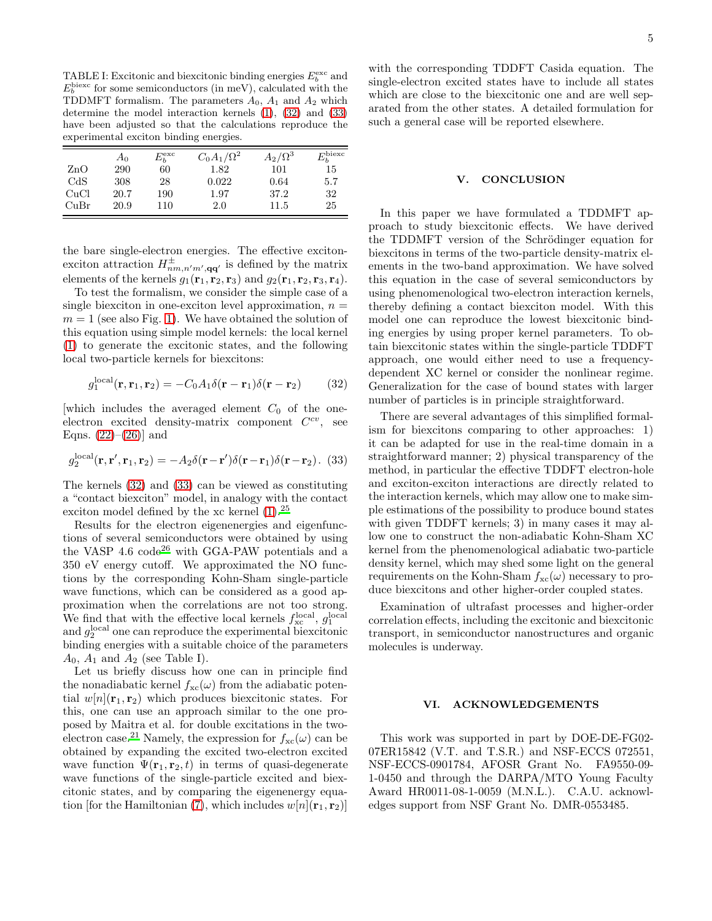TABLE I: Excitonic and biexcitonic binding energies $E_b^{\rm exc}$ and $E_b^{\rm biexc}$ for some semiconductors (in meV), calculated with the TDDMFT formalism. The parameters $A_0$, $A_1$ and $A_2$ which determine the model interaction kernels (1), (32) and (33) have been adjusted so that the calculations reproduce the experimental exciton binding energies.

| | $A_0$ | $E_b^{\rm exc}$ | $C_0A_1/\Omega^2$ | $A_2/\Omega^3$ | $E_b^{\rm biexc}$ |
|---|---|---|---|---|---|
| ZnO | 290 | 60 | 1.82 | 101 | 15 |
| CdS | 308 | 28 | 0.022 | 0.64 | 5.7 |
| CuCl | 20.7 | 190 | 1.97 | 37.2 | 32 |
| CuBr | 20.9 | 110 | 2.0 | 11.5 | 25 |

the bare single-electron energies. The effective exciton-exciton attraction $H^{\pm}_{nm,n'm',\mathbf{qq'}}$ is defined by the matrix elements of the kernels $g_1(\mathbf{r}_1,\mathbf{r}_2,\mathbf{r}_3)$ and $g_2(\mathbf{r}_1,\mathbf{r}_2,\mathbf{r}_3,\mathbf{r}_4)$.

To test the formalism, we consider the simple case of a single biexciton in one-exciton level approximation, $n = m = 1$ (see also Fig. 1). We have obtained the solution of this equation using simple model kernels: the local kernel (1) to generate the excitonic states, and the following local two-particle kernels for biexcitons:

$$g_1^{\rm local}(\mathbf{r},\mathbf{r}_1,\mathbf{r}_2) = -C_0A_1\delta(\mathbf{r}-\mathbf{r}_1)\delta(\mathbf{r}-\mathbf{r}_2) \qquad (32)$$

[which includes the averaged element $C_0$ of the one-electron excited density-matrix component $C^{cv}$, see Eqns. (22)–(26)] and

$$g_2^{\rm local}(\mathbf{r},\mathbf{r}',\mathbf{r}_1,\mathbf{r}_2) = -A_2\delta(\mathbf{r}-\mathbf{r}')\delta(\mathbf{r}-\mathbf{r}_1)\delta(\mathbf{r}-\mathbf{r}_2). \quad (33)$$

The kernels (32) and (33) can be viewed as constituting a "contact biexciton" model, in analogy with the contact exciton model defined by the xc kernel (1).[25]

Results for the electron eigenenergies and eigenfunctions of several semiconductors were obtained by using the VASP 4.6 code[26] with GGA-PAW potentials and a 350 eV energy cutoff. We approximated the NO functions by the corresponding Kohn-Sham single-particle wave functions, which can be considered as a good approximation when the correlations are not too strong. We find that with the effective local kernels $f_{\rm xc}^{\rm local}$, $g_1^{\rm local}$ and $g_2^{\rm local}$ one can reproduce the experimental biexcitonic binding energies with a suitable choice of the parameters $A_0$, $A_1$ and $A_2$ (see Table I).

Let us briefly discuss how one can in principle find the nonadiabatic kernel $f_{\rm xc}(\omega)$ from the adiabatic potential $w[n](\mathbf{r}_1,\mathbf{r}_2)$ which produces biexcitonic states. For this, one can use an approach similar to the one proposed by Maitra et al. for double excitations in the two-electron case.[21] Namely, the expression for $f_{\rm xc}(\omega)$ can be obtained by expanding the excited two-electron excited wave function $\Psi(\mathbf{r}_1,\mathbf{r}_2,t)$ in terms of quasi-degenerate wave functions of the single-particle excited and biexcitonic states, and by comparing the eigenenergy equation [for the Hamiltonian (7), which includes $w[n](\mathbf{r}_1,\mathbf{r}_2)$] with the corresponding TDDFT Casida equation. The single-electron excited states have to include all states which are close to the biexcitonic one and are well separated from the other states. A detailed formulation for such a general case will be reported elsewhere.

## V. CONCLUSION

In this paper we have formulated a TDDMFT approach to study biexcitonic effects. We have derived the TDDMFT version of the Schrödinger equation for biexcitons in terms of the two-particle density-matrix elements in the two-band approximation. We have solved this equation in the case of several semiconductors by using phenomenological two-electron interaction kernels, thereby defining a contact biexciton model. With this model one can reproduce the lowest biexcitonic binding energies by using proper kernel parameters. To obtain biexcitonic states within the single-particle TDDFT approach, one would either need to use a frequency-dependent XC kernel or consider the nonlinear regime. Generalization for the case of bound states with larger number of particles is in principle straightforward.

There are several advantages of this simplified formalism for biexcitons comparing to other approaches: 1) it can be adapted for use in the real-time domain in a straightforward manner; 2) physical transparency of the method, in particular the effective TDDFT electron-hole and exciton-exciton interactions are directly related to the interaction kernels, which may allow one to make simple estimations of the possibility to produce bound states with given TDDFT kernels; 3) in many cases it may allow one to construct the non-adiabatic Kohn-Sham XC kernel from the phenomenological adiabatic two-particle density kernel, which may shed some light on the general requirements on the Kohn-Sham $f_{\rm xc}(\omega)$ necessary to produce biexcitons and other higher-order coupled states.

Examination of ultrafast processes and higher-order correlation effects, including the excitonic and biexcitonic transport, in semiconductor nanostructures and organic molecules is underway.

## VI. ACKNOWLEDGEMENTS

This work was supported in part by DOE-DE-FG02-07ER15842 (V.T. and T.S.R.) and NSF-ECCS 072551, NSF-ECCS-0901784, AFOSR Grant No. FA9550-09-1-0450 and through the DARPA/MTO Young Faculty Award HR0011-08-1-0059 (M.N.L.). C.A.U. acknowledges support from NSF Grant No. DMR-0553485.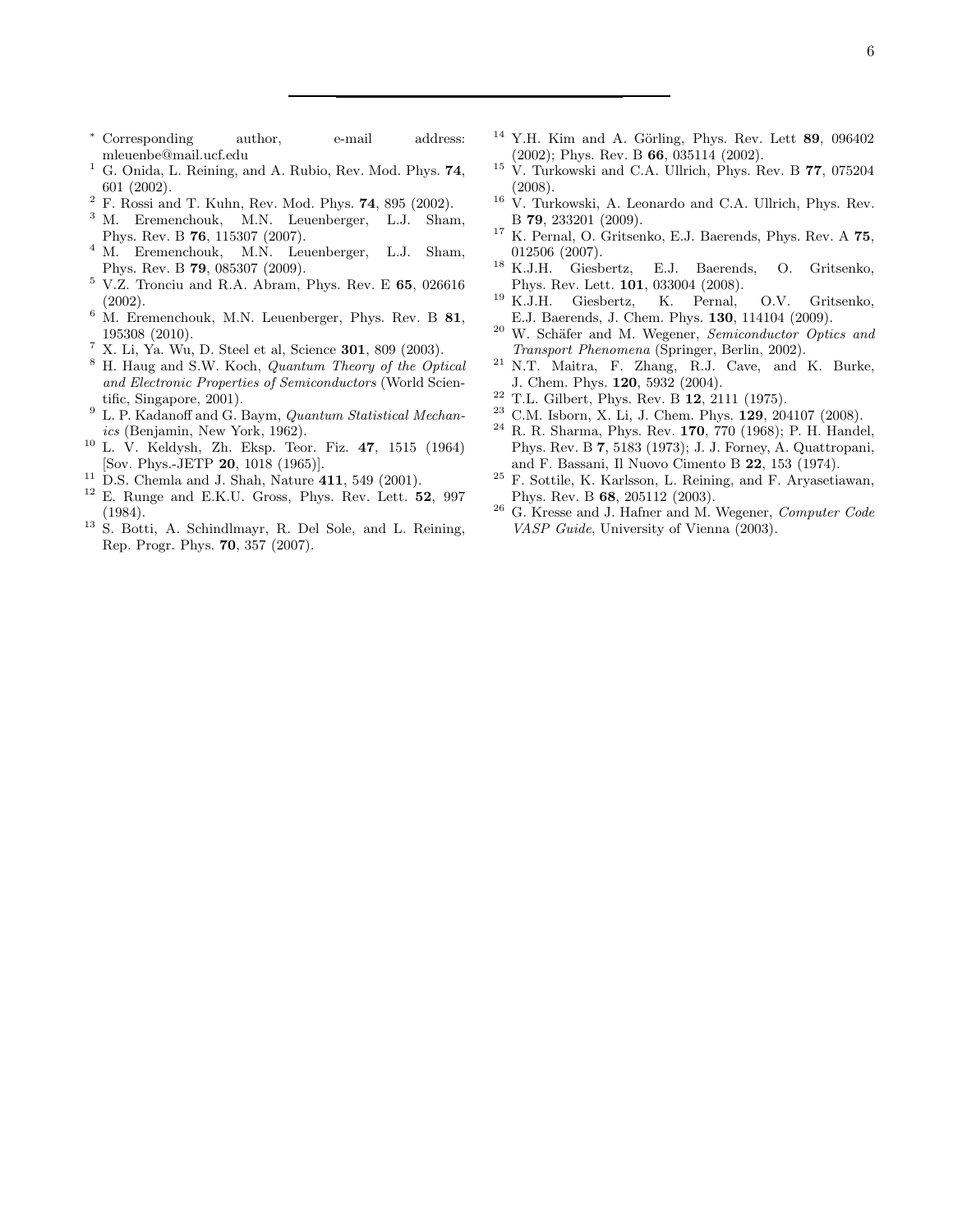[*] Corresponding author, e-mail address: mleuenbe@mail.ucf.edu

[1] G. Onida, L. Reining, and A. Rubio, Rev. Mod. Phys. **74**, 601 (2002).

[2] F. Rossi and T. Kuhn, Rev. Mod. Phys. **74**, 895 (2002).

[3] M. Eremenchouk, M.N. Leuenberger, L.J. Sham, Phys. Rev. B **76**, 115307 (2007).

[4] M. Eremenchouk, M.N. Leuenberger, L.J. Sham, Phys. Rev. B **79**, 085307 (2009).

[5] V.Z. Tronciu and R.A. Abram, Phys. Rev. E **65**, 026616 (2002).

[6] M. Eremenchouk, M.N. Leuenberger, Phys. Rev. B **81**, 195308 (2010).

[7] X. Li, Ya. Wu, D. Steel et al, Science **301**, 809 (2003).

[8] H. Haug and S.W. Koch, *Quantum Theory of the Optical and Electronic Properties of Semiconductors* (World Scientific, Singapore, 2001).

[9] L. P. Kadanoff and G. Baym, *Quantum Statistical Mechanics* (Benjamin, New York, 1962).

[10] L. V. Keldysh, Zh. Eksp. Teor. Fiz. **47**, 1515 (1964) [Sov. Phys.-JETP **20**, 1018 (1965)].

[11] D.S. Chemla and J. Shah, Nature **411**, 549 (2001).

[12] E. Runge and E.K.U. Gross, Phys. Rev. Lett. **52**, 997 (1984).

[13] S. Botti, A. Schindlmayr, R. Del Sole, and L. Reining, Rep. Progr. Phys. **70**, 357 (2007).

[14] Y.H. Kim and A. Görling, Phys. Rev. Lett **89**, 096402 (2002); Phys. Rev. B **66**, 035114 (2002).

[15] V. Turkowski and C.A. Ullrich, Phys. Rev. B **77**, 075204 (2008).

[16] V. Turkowski, A. Leonardo and C.A. Ullrich, Phys. Rev. B **79**, 233201 (2009).

[17] K. Pernal, O. Gritsenko, E.J. Baerends, Phys. Rev. A **75**, 012506 (2007).

[18] K.J.H. Giesbertz, E.J. Baerends, O. Gritsenko, Phys. Rev. Lett. **101**, 033004 (2008).

[19] K.J.H. Giesbertz, K. Pernal, O.V. Gritsenko, E.J. Baerends, J. Chem. Phys. **130**, 114104 (2009).

[20] W. Schäfer and M. Wegener, *Semiconductor Optics and Transport Phenomena* (Springer, Berlin, 2002).

[21] N.T. Maitra, F. Zhang, R.J. Cave, and K. Burke, J. Chem. Phys. **120**, 5932 (2004).

[22] T.L. Gilbert, Phys. Rev. B **12**, 2111 (1975).

[23] C.M. Isborn, X. Li, J. Chem. Phys. **129**, 204107 (2008).

[24] R. R. Sharma, Phys. Rev. **170**, 770 (1968); P. H. Handel, Phys. Rev. B **7**, 5183 (1973); J. J. Forney, A. Quattropani, and F. Bassani, Il Nuovo Cimento B **22**, 153 (1974).

[25] F. Sottile, K. Karlsson, L. Reining, and F. Aryasetiawan, Phys. Rev. B **68**, 205112 (2003).

[26] G. Kresse and J. Hafner and M. Wegener, *Computer Code VASP Guide*, University of Vienna (2003).